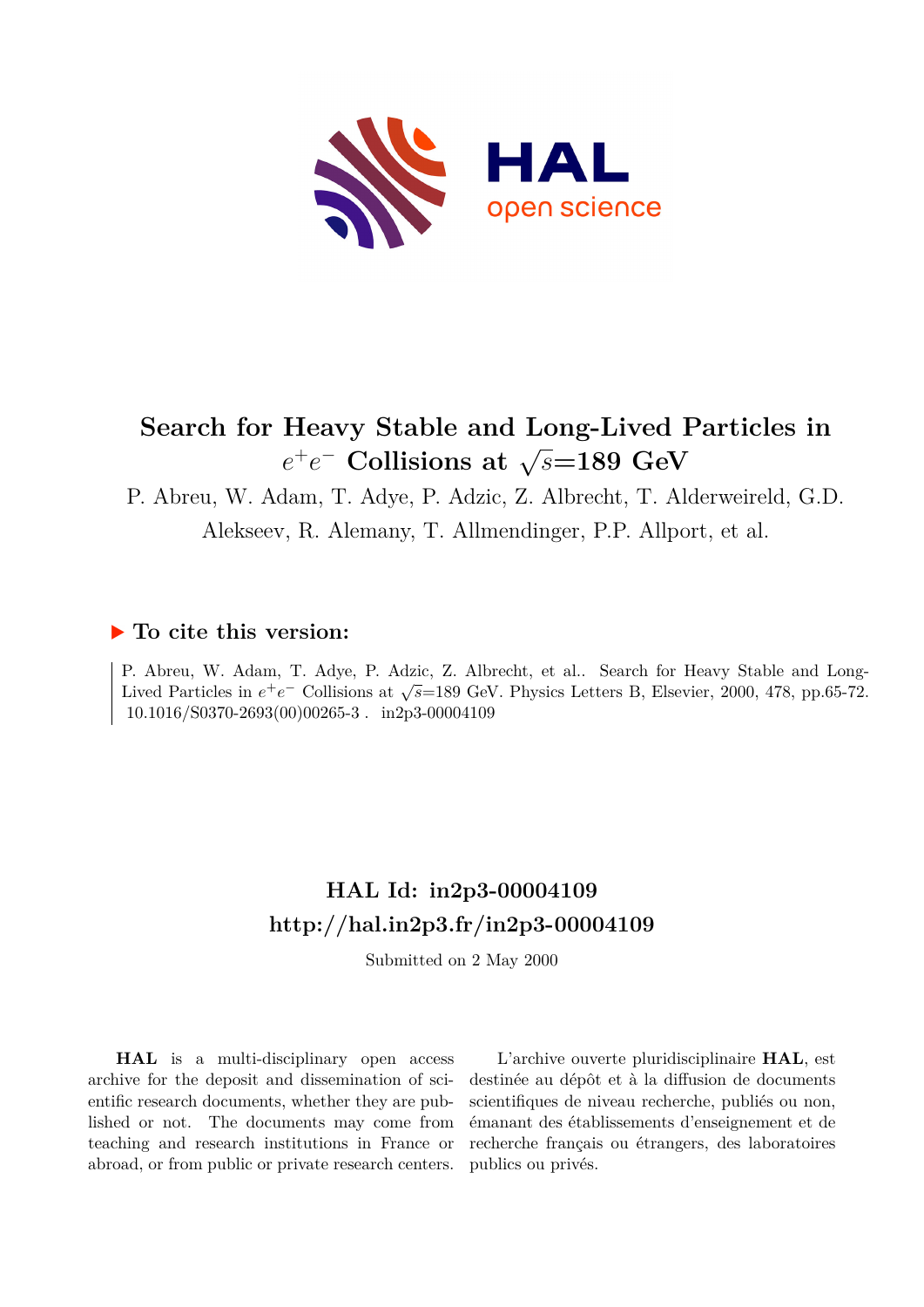# Search for Heavy Stable and Long-Lived Particles in $e^+e^-$ Collisions at $\sqrt{s}$=189 GeV

P. Abreu, W. Adam, T. Adye, P. Adzic, Z. Albrecht, T. Alderweireld, G.D. Alekseev, R. Alemany, T. Allmendinger, P.P. Allport, et al.

## ▶ To cite this version:

P. Abreu, W. Adam, T. Adye, P. Adzic, Z. Albrecht, et al.. Search for Heavy Stable and Long-Lived Particles in $e^+e^-$ Collisions at $\sqrt{s}$=189 GeV. Physics Letters B, Elsevier, 2000, 478, pp.65-72. 10.1016/S0370-2693(00)00265-3 . in2p3-00004109

## HAL Id: in2p3-00004109

## http://hal.in2p3.fr/in2p3-00004109

Submitted on 2 May 2000

**HAL** is a multi-disciplinary open access archive for the deposit and dissemination of scientific research documents, whether they are published or not. The documents may come from teaching and research institutions in France or abroad, or from public or private research centers.

L'archive ouverte pluridisciplinaire **HAL**, est destinée au dépôt et à la diffusion de documents scientifiques de niveau recherche, publiés ou non, émanant des établissements d'enseignement et de recherche français ou étrangers, des laboratoires publics ou privés.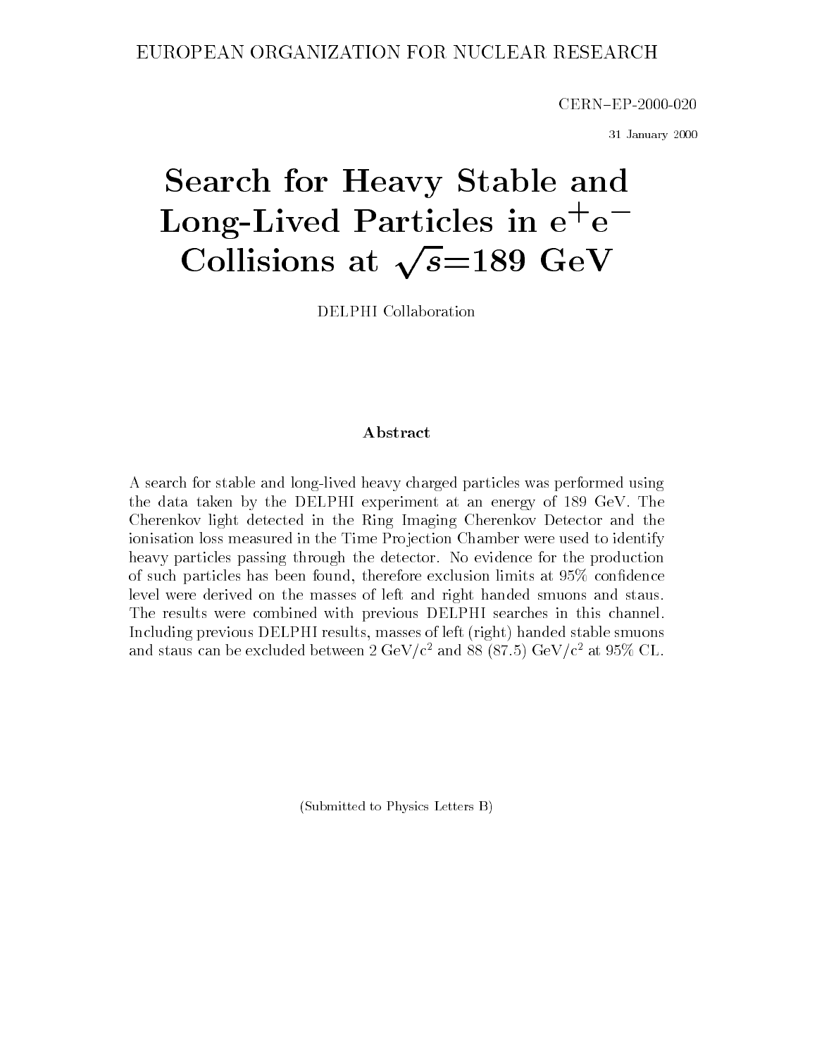EUROPEAN ORGANIZATION FOR NUCLEAR RESEARCH

CERN–EP-2000-020

31 January 2000

# Search for Heavy Stable and Long-Lived Particles in $e^+e^-$ Collisions at $\sqrt{s}$=189 GeV

DELPHI Collaboration

## Abstract

A search for stable and long-lived heavy charged particles was performed using the data taken by the DELPHI experiment at an energy of 189 GeV. The Cherenkov light detected in the Ring Imaging Cherenkov Detector and the ionisation loss measured in the Time Projection Chamber were used to identify heavy particles passing through the detector. No evidence for the production of such particles has been found, therefore exclusion limits at 95% confidence level were derived on the masses of left and right handed smuons and staus. The results were combined with previous DELPHI searches in this channel. Including previous DELPHI results, masses of left (right) handed stable smuons and staus can be excluded between 2 GeV/$c^2$ and 88 (87.5) GeV/$c^2$ at 95% CL.

(Submitted to Physics Letters B)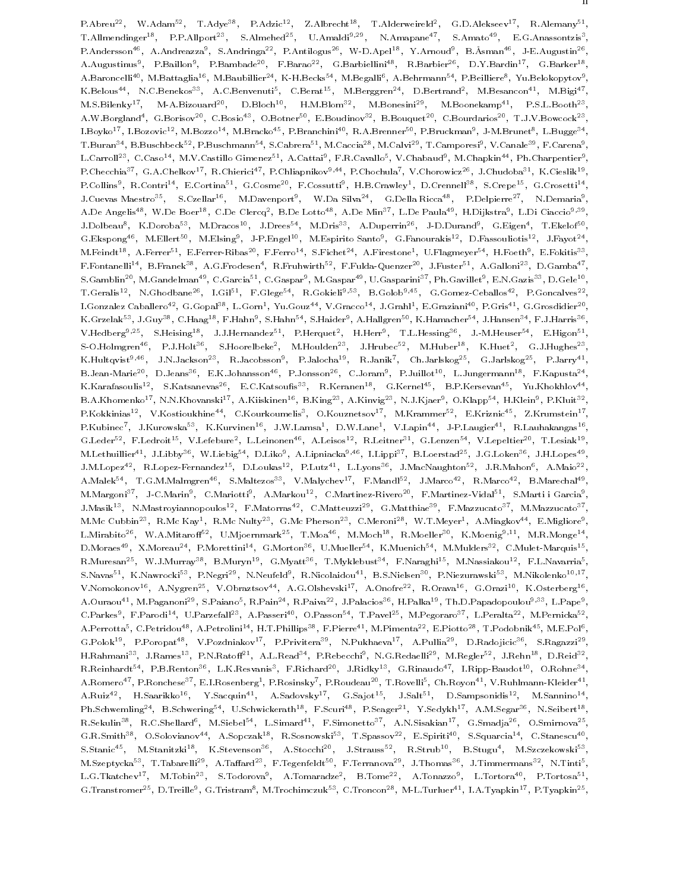P.Abreu[22], W.Adam[52], T.Adye[38], P.Adzic[12], Z.Albrecht[18], T.Alderweireld[2], G.D.Alekseev[17], R.Alemany[51], T.Allmendinger[18], P.P.Allport[23], S.Almehed[25], U.Amaldi[9,29], N.Amapane[47], S.Amato[49], E.G.Anassontzis[3], P.Andersson[46], A.Andreazza[9], S.Andringa[22], P.Antilogus[26], W-D.Apel[18], Y.Arnoud[9], B.Åsman[46], J-E.Augustin[26], A.Augustinus[9], P.Baillon[9], P.Bambade[20], F.Barao[22], G.Barbiellini[48], R.Barbier[26], D.Y.Bardin[17], G.Barker[18], A.Baroncelli[40], M.Battaglia[16], M.Baubillier[24], K-H.Becks[54], M.Begalli[6], A.Behrmann[54], P.Beilliere[8], Yu.Belokopytov[9], K.Belous[44], N.C.Benekos[33], A.C.Benvenuti[5], C.Berat[15], M.Berggren[24], D.Bertrand[2], M.Besancon[41], M.Bigi[47], M.S.Bilenky[17], M-A.Bizouard[20], D.Bloch[10], H.M.Blom[32], M.Bonesini[29], M.Boonekamp[41], P.S.L.Booth[23], A.W.Borgland[4], G.Borisov[20], C.Bosio[43], O.Botner[50], E.Boudinov[32], B.Bouquet[20], C.Bourdarios[20], T.J.V.Bowcock[23], I.Boyko[17], I.Bozovic[12], M.Bozzo[14], M.Bracko[45], P.Branchini[40], R.A.Brenner[50], P.Bruckman[9], J-M.Brunet[8], L.Bugge[34], T.Buran[34], B.Buschbeck[52], P.Buschmann[54], S.Cabrera[51], M.Caccia[28], M.Calvi[29], T.Camporesi[9], V.Canale[39], F.Carena[9], L.Carroll[23], C.Caso[14], M.V.Castillo Gimenez[51], A.Cattai[9], F.R.Cavallo[5], V.Chabaud[9], M.Chapkin[44], Ph.Charpentier[9], P.Checchia[37], G.A.Chelkov[17], R.Chierici[47], P.Chliapnikov[9,44], P.Chochula[7], V.Chorowicz[26], J.Chudoba[31], K.Cieslik[19], P.Collins[9], R.Contri[14], E.Cortina[51], G.Cosme[20], F.Cossutti[9], H.B.Crawley[1], D.Crennell[38], S.Crepe[15], G.Crosetti[14], J.Cuevas Maestro[35], S.Czellar[16], M.Davenport[9], W.Da Silva[24], G.Della Ricca[48], P.Delpierre[27], N.Demaria[9], A.De Angelis[48], W.De Boer[18], C.De Clercq[2], B.De Lotto[48], A.De Min[37], L.De Paula[49], H.Dijkstra[9], L.Di Ciaccio[9,39], J.Dolbeau[8], K.Doroba[53], M.Dracos[10], J.Drees[54], M.Dris[33], A.Duperrin[26], J-D.Durand[9], G.Eigen[4], T.Ekelof[50], G.Ekspong[46], M.Ellert[50], M.Elsing[9], J-P.Engel[10], M.Espirito Santo[9], G.Fanourakis[12], D.Fassouliotis[12], J.Fayot[24], M.Feindt[18], A.Ferrer[51], E.Ferrer-Ribas[20], F.Ferro[14], S.Fichet[24], A.Firestone[1], U.Flagmeyer[54], H.Foeth[9], E.Fokitis[33], F.Fontanelli[14], B.Franek[38], A.G.Frodesen[4], R.Fruhwirth[52], F.Fulda-Quenzer[20], J.Fuster[51], A.Galloni[23], D.Gamba[47], S.Gamblin[20], M.Gandelman[49], C.Garcia[51], C.Gaspar[9], M.Gaspar[49], U.Gasparini[37], Ph.Gavillet[9], E.N.Gazis[33], D.Gele[10], T.Geralis[12], N.Ghodbane[26], I.Gil[51], F.Glege[54], R.Gokieli[9,53], B.Golob[9,45], G.Gomez-Ceballos[42], P.Goncalves[22], I.Gonzalez Caballero[42], G.Gopal[38], L.Gorn[1], Yu.Gouz[44], V.Gracco[14], J.Grahl[1], E.Graziani[40], P.Gris[41], G.Grosdidier[20], K.Grzelak[53], J.Guy[38], C.Haag[18], F.Hahn[9], S.Hahn[54], S.Haider[9], A.Hallgren[50], K.Hamacher[54], J.Hansen[34], F.J.Harris[36], V.Hedberg[9,25], S.Heising[18], J.J.Hernandez[51], P.Herquet[2], H.Herr[9], T.L.Hessing[36], J.-M.Heuser[54], E.Higon[51], S-O.Holmgren[46], P.J.Holt[36], S.Hoorelbeke[2], M.Houlden[23], J.Hrubec[52], M.Huber[18], K.Huet[2], G.J.Hughes[23], K.Hultqvist[9,46], J.N.Jackson[23], R.Jacobsson[9], P.Jalocha[19], R.Janik[7], Ch.Jarlskog[25], G.Jarlskog[25], P.Jarry[41], B.Jean-Marie[20], D.Jeans[36], E.K.Johansson[46], P.Jonsson[26], C.Joram[9], P.Juillot[10], L.Jungermann[18], F.Kapusta[24], K.Karafasoulis[12], S.Katsanevas[26], E.C.Katsoufis[33], R.Keranen[18], G.Kernel[45], B.P.Kersevan[45], Yu.Khokhlov[44], B.A.Khomenko[17], N.N.Khovanski[17], A.Kiiskinen[16], B.King[23], A.Kinvig[23], N.J.Kjaer[9], O.Klapp[54], H.Klein[9], P.Kluit[32], P.Kokkinias[12], V.Kostioukhine[44], C.Kourkoumelis[3], O.Kouznetsov[17], M.Krammer[52], E.Kriznic[45], Z.Krumstein[17], P.Kubinec[7], J.Kurowska[53], K.Kurvinen[16], J.W.Lamsa[1], D.W.Lane[1], V.Lapin[44], J-P.Laugier[41], R.Lauhakangas[16], G.Leder[52], F.Ledroit[15], V.Lefebure[2], L.Leinonen[46], A.Leisos[12], R.Leitner[31], G.Lenzen[54], V.Lepeltier[20], T.Lesiak[19], M.Lethuillier[41], J.Libby[36], W.Liebig[54], D.Liko[9], A.Lipniacka[9,46], I.Lippi[37], B.Loerstad[25], J.G.Loken[36], J.H.Lopes[49], J.M.Lopez[42], R.Lopez-Fernandez[15], D.Loukas[12], P.Lutz[41], L.Lyons[36], J.MacNaughton[52], J.R.Mahon[6], A.Maio[22], A.Malek[54], T.G.M.Malmgren[46], S.Maltezos[33], V.Malychev[17], F.Mandl[52], J.Marco[42], R.Marco[42], B.Marechal[49], M.Margoni[37], J-C.Marin[9], C.Mariotti[9], A.Markou[12], C.Martinez-Rivero[20], F.Martinez-Vidal[51], S.Marti i Garcia[9], J.Masik[13], N.Mastroyiannopoulos[12], F.Matorras[42], C.Matteuzzi[29], G.Matthiae[39], F.Mazzucato[37], M.Mazzucato[37], M.Mc Cubbin[23], R.Mc Kay[1], R.Mc Nulty[23], G.Mc Pherson[23], C.Meroni[28], W.T.Meyer[1], A.Miagkov[44], E.Migliore[9], L.Mirabito[26], W.A.Mitaroff[52], U.Mjoernmark[25], T.Moa[46], M.Moch[18], R.Moeller[30], K.Moenig[9,11], M.R.Monge[14], D.Moraes[49], X.Moreau[24], P.Morettini[14], G.Morton[36], U.Mueller[54], K.Muenich[54], M.Mulders[32], C.Mulet-Marquis[15], R.Muresan[25], W.J.Murray[38], B.Muryn[19], G.Myatt[36], T.Myklebust[34], F.Naraghi[15], M.Nassiakou[12], F.L.Navarria[5], S.Navas[51], K.Nawrocki[53], P.Negri[29], N.Neufeld[9], R.Nicolaidou[41], B.S.Nielsen[30], P.Niezurawski[53], M.Nikolenko[10,17], V.Nomokonov[16], A.Nygren[25], V.Obraztsov[44], A.G.Olshevski[17], A.Onofre[22], R.Orava[16], G.Orazi[10], K.Osterberg[16], A.Ouraou[41], M.Paganoni[29], S.Paiano[5], R.Pain[24], R.Paiva[22], J.Palacios[36], H.Palka[19], Th.D.Papadopoulou[9,33], L.Pape[9], C.Parkes[9], F.Parodi[14], U.Parzefall[23], A.Passeri[40], O.Passon[54], T.Pavel[25], M.Pegoraro[37], L.Peralta[22], M.Pernicka[52], A.Perrotta[5], C.Petridou[48], A.Petrolini[14], H.T.Phillips[38], F.Pierre[41], M.Pimenta[22], E.Piotto[28], T.Podobnik[45], M.E.Pol[6], G.Polok[19], P.Poropat[48], V.Pozdniakov[17], P.Privitera[39], N.Pukhaeva[17], A.Pullia[29], D.Radojicic[36], S.Ragazzi[29], H.Rahmani[33], J.Rames[13], P.N.Ratoff[21], A.L.Read[34], P.Rebecchi[9], N.G.Redaelli[29], M.Regler[52], J.Rehn[18], D.Reid[32], R.Reinhardt[54], P.B.Renton[36], L.K.Resvanis[3], F.Richard[20], J.Ridky[13], G.Rinaudo[47], I.Ripp-Baudot[10], O.Rohne[34], A.Romero[47], P.Ronchese[37], E.I.Rosenberg[1], P.Rosinsky[7], P.Roudeau[20], T.Rovelli[5], Ch.Royon[41], V.Ruhlmann-Kleider[41], A.Ruiz[42], H.Saarikko[16], Y.Sacquin[41], A.Sadovsky[17], G.Sajot[15], J.Salt[51], D.Sampsonidis[12], M.Sannino[14], Ph.Schwemling[24], B.Schwering[54], U.Schwickerath[18], F.Scuri[48], P.Seager[21], Y.Sedykh[17], A.M.Segar[36], N.Seibert[18], R.Sekulin[38], R.C.Shellard[6], M.Siebel[54], L.Simard[41], F.Simonetto[37], A.N.Sisakian[17], G.Smadja[26], O.Smirnova[25], G.R.Smith[38], O.Solovianov[44], A.Sopczak[18], R.Sosnowski[53], T.Spassov[22], E.Spiriti[40], S.Squarcia[14], C.Stanescu[40], S.Stanic[45], M.Stanitzki[18], K.Stevenson[36], A.Stocchi[20], J.Strauss[52], R.Strub[10], B.Stugu[4], M.Szczekowski[53], M.Szeptycka[53], T.Tabarelli[29], A.Taffard[23], F.Tegenfeldt[50], F.Terranova[29], J.Thomas[36], J.Timmermans[32], N.Tinti[5], L.G.Tkatchev[17], M.Tobin[23], S.Todorova[9], A.Tomaradze[2], B.Tome[22], A.Tonazzo[9], L.Tortora[40], P.Tortosa[51], G.Transtromer[25], D.Treille[9], G.Tristram[8], M.Trochimczuk[53], C.Troncon[28], M-L.Turluer[41], I.A.Tyapkin[17], P.Tyapkin[25],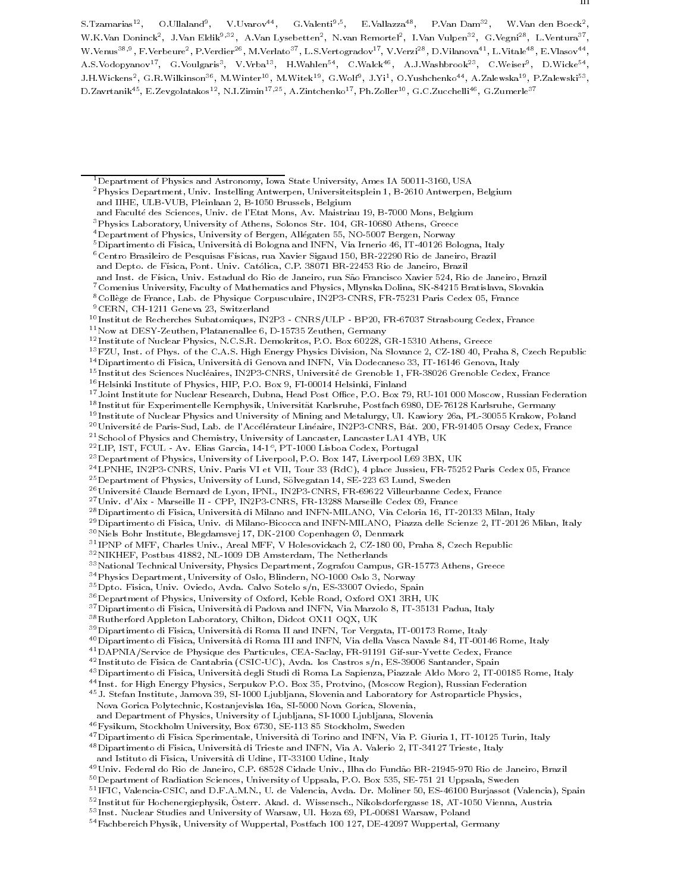S.Tzamarias[12], O.Ullaland[9], V.Uvarov[44], G.Valenti[9,5], E.Vallazza[48], P.Van Dam[32], W.Van den Boeck[2], W.K.Van Doninck[2], J.Van Eldik[9,32], A.Van Lysebetten[2], N.van Remortel[2], I.Van Vulpen[32], G.Vegni[28], L.Ventura[37], W.Venus[38,9], F.Verbeure[2], P.Verdier[26], M.Verlato[37], L.S.Vertogradov[17], V.Verzi[28], D.Vilanova[41], L.Vitale[48], E.Vlasov[44], A.S.Vodopyanov[17], G.Voulgaris[3], V.Vrba[13], H.Wahlen[54], C.Walck[46], A.J.Washbrook[23], C.Weiser[9], D.Wicke[54], J.H.Wickens[2], G.R.Wilkinson[36], M.Winter[10], M.Witek[19], G.Wolf[9], J.Yi[1], O.Yushchenko[44], A.Zalewska[19], P.Zalewski[53], D.Zavrtanik[45], E.Zevgolatakos[12], N.I.Zimin[17,25], A.Zintchenko[17], Ph.Zoller[10], G.C.Zucchelli[46], G.Zumerle[37]

---

[1] Department of Physics and Astronomy, Iowa State University, Ames IA 50011-3160, USA
[2] Physics Department, Univ. Instelling Antwerpen, Universiteitsplein 1, B-2610 Antwerpen, Belgium
and IIHE, ULB-VUB, Pleinlaan 2, B-1050 Brussels, Belgium
and Faculté des Sciences, Univ. de l'Etat Mons, Av. Maistriau 19, B-7000 Mons, Belgium
[3] Physics Laboratory, University of Athens, Solonos Str. 104, GR-10680 Athens, Greece
[4] Department of Physics, University of Bergen, Allégaten 55, NO-5007 Bergen, Norway
[5] Dipartimento di Fisica, Università di Bologna and INFN, Via Irnerio 46, IT-40126 Bologna, Italy
[6] Centro Brasileiro de Pesquisas Físicas, rua Xavier Sigaud 150, BR-22290 Rio de Janeiro, Brazil
and Depto. de Física, Pont. Univ. Católica, C.P. 38071 BR-22453 Rio de Janeiro, Brazil
and Inst. de Física, Univ. Estadual do Rio de Janeiro, rua São Francisco Xavier 524, Rio de Janeiro, Brazil
[7] Comenius University, Faculty of Mathematics and Physics, Mlynska Dolina, SK-84215 Bratislava, Slovakia
[8] Collège de France, Lab. de Physique Corpusculaire, IN2P3-CNRS, FR-75231 Paris Cedex 05, France
[9] CERN, CH-1211 Geneva 23, Switzerland
[10] Institut de Recherches Subatomiques, IN2P3 - CNRS/ULP - BP20, FR-67037 Strasbourg Cedex, France
[11] Now at DESY-Zeuthen, Platanenallee 6, D-15735 Zeuthen, Germany
[12] Institute of Nuclear Physics, N.C.S.R. Demokritos, P.O. Box 60228, GR-15310 Athens, Greece
[13] FZU, Inst. of Phys. of the C.A.S. High Energy Physics Division, Na Slovance 2, CZ-180 40, Praha 8, Czech Republic
[14] Dipartimento di Fisica, Università di Genova and INFN, Via Dodecaneso 33, IT-16146 Genova, Italy
[15] Institut des Sciences Nucléaires, IN2P3-CNRS, Université de Grenoble 1, FR-38026 Grenoble Cedex, France
[16] Helsinki Institute of Physics, HIP, P.O. Box 9, FI-00014 Helsinki, Finland
[17] Joint Institute for Nuclear Research, Dubna, Head Post Office, P.O. Box 79, RU-101 000 Moscow, Russian Federation
[18] Institut für Experimentelle Kernphysik, Universität Karlsruhe, Postfach 6980, DE-76128 Karlsruhe, Germany
[19] Institute of Nuclear Physics and University of Mining and Metalurgy, Ul. Kawiory 26a, PL-30055 Krakow, Poland
[20] Université de Paris-Sud, Lab. de l'Accélérateur Linéaire, IN2P3-CNRS, Bât. 200, FR-91405 Orsay Cedex, France
[21] School of Physics and Chemistry, University of Lancaster, Lancaster LA1 4YB, UK
[22] LIP, IST, FCUL - Av. Elias Garcia, 14-1°, PT-1000 Lisboa Codex, Portugal
[23] Department of Physics, University of Liverpool, P.O. Box 147, Liverpool L69 3BX, UK
[24] LPNHE, IN2P3-CNRS, Univ. Paris VI et VII, Tour 33 (RdC), 4 place Jussieu, FR-75252 Paris Cedex 05, France
[25] Department of Physics, University of Lund, Sölvegatan 14, SE-223 63 Lund, Sweden
[26] Université Claude Bernard de Lyon, IPNL, IN2P3-CNRS, FR-69622 Villeurbanne Cedex, France
[27] Univ. d'Aix - Marseille II - CPP, IN2P3-CNRS, FR-13288 Marseille Cedex 09, France
[28] Dipartimento di Fisica, Università di Milano and INFN-MILANO, Via Celoria 16, IT-20133 Milan, Italy
[29] Dipartimento di Fisica, Univ. di Milano-Bicocca and INFN-MILANO, Piazza delle Scienze 2, IT-20126 Milan, Italy
[30] Niels Bohr Institute, Blegdamsvej 17, DK-2100 Copenhagen Ø, Denmark
[31] IPNP of MFF, Charles Univ., Areal MFF, V Holesovickach 2, CZ-180 00, Praha 8, Czech Republic
[32] NIKHEF, Postbus 41882, NL-1009 DB Amsterdam, The Netherlands
[33] National Technical University, Physics Department, Zografou Campus, GR-15773 Athens, Greece
[34] Physics Department, University of Oslo, Blindern, NO-1000 Oslo 3, Norway
[35] Dpto. Fisica, Univ. Oviedo, Avda. Calvo Sotelo s/n, ES-33007 Oviedo, Spain
[36] Department of Physics, University of Oxford, Keble Road, Oxford OX1 3RH, UK
[37] Dipartimento di Fisica, Università di Padova and INFN, Via Marzolo 8, IT-35131 Padua, Italy
[38] Rutherford Appleton Laboratory, Chilton, Didcot OX11 OQX, UK
[39] Dipartimento di Fisica, Università di Roma II and INFN, Tor Vergata, IT-00173 Rome, Italy
[40] Dipartimento di Fisica, Università di Roma III and INFN, Via della Vasca Navale 84, IT-00146 Rome, Italy
[41] DAPNIA/Service de Physique des Particules, CEA-Saclay, FR-91191 Gif-sur-Yvette Cedex, France
[42] Instituto de Fisica de Cantabria (CSIC-UC), Avda. los Castros s/n, ES-39006 Santander, Spain
[43] Dipartimento di Fisica, Università degli Studi di Roma La Sapienza, Piazzale Aldo Moro 2, IT-00185 Rome, Italy
[44] Inst. for High Energy Physics, Serpukov P.O. Box 35, Protvino, (Moscow Region), Russian Federation
[45] J. Stefan Institute, Jamova 39, SI-1000 Ljubljana, Slovenia and Laboratory for Astroparticle Physics,
Nova Gorica Polytechnic, Kostanjeviska 16a, SI-5000 Nova Gorica, Slovenia,
and Department of Physics, University of Ljubljana, SI-1000 Ljubljana, Slovenia
[46] Fysikum, Stockholm University, Box 6730, SE-113 85 Stockholm, Sweden
[47] Dipartimento di Fisica Sperimentale, Università di Torino and INFN, Via P. Giuria 1, IT-10125 Turin, Italy
[48] Dipartimento di Fisica, Università di Trieste and INFN, Via A. Valerio 2, IT-34127 Trieste, Italy
and Istituto di Fisica, Università di Udine, IT-33100 Udine, Italy
[49] Univ. Federal do Rio de Janeiro, C.P. 68528 Cidade Univ., Ilha do Fundão BR-21945-970 Rio de Janeiro, Brazil
[50] Department of Radiation Sciences, University of Uppsala, P.O. Box 535, SE-751 21 Uppsala, Sweden
[51] IFIC, Valencia-CSIC, and D.F.A.M.N., U. de Valencia, Avda. Dr. Moliner 50, ES-46100 Burjassot (Valencia), Spain
[52] Institut für Hochenergiephysik, Österr. Akad. d. Wissensch., Nikolsdorfergasse 18, AT-1050 Vienna, Austria
[53] Inst. Nuclear Studies and University of Warsaw, Ul. Hoza 69, PL-00681 Warsaw, Poland
[54] Fachbereich Physik, University of Wuppertal, Postfach 100 127, DE-42097 Wuppertal, Germany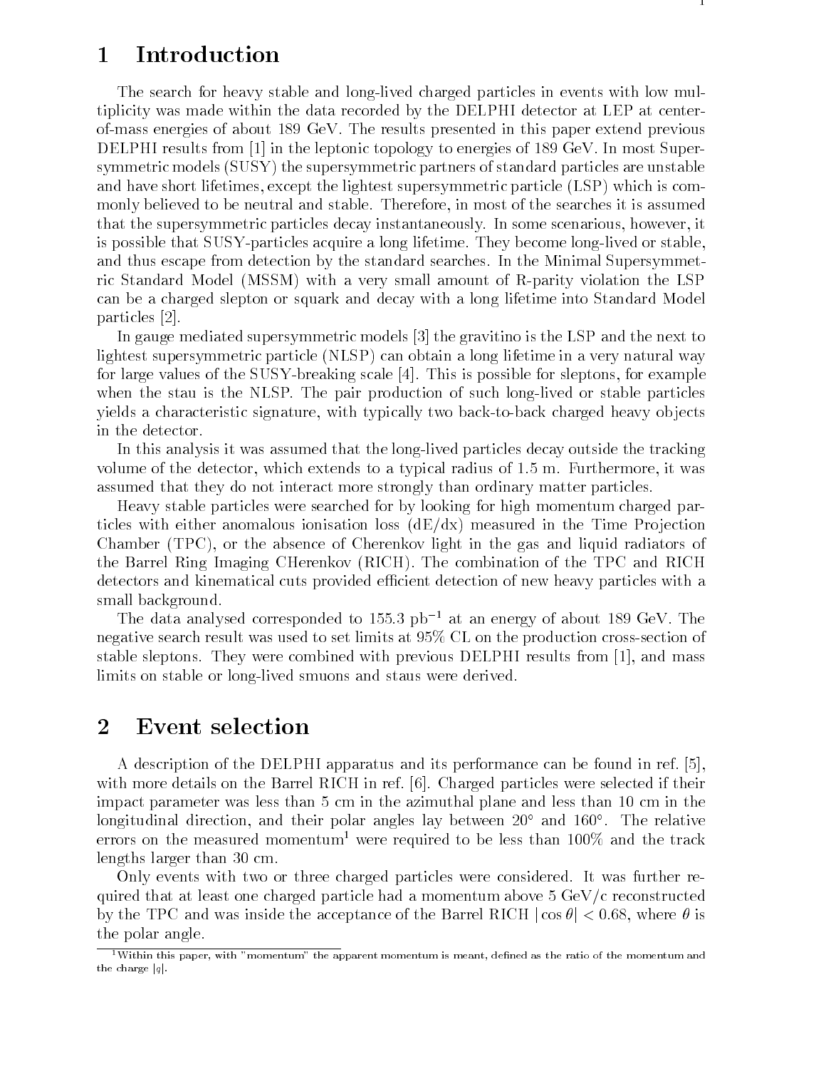# 1 Introduction

The search for heavy stable and long-lived charged particles in events with low multiplicity was made within the data recorded by the DELPHI detector at LEP at center-of-mass energies of about 189 GeV. The results presented in this paper extend previous DELPHI results from [1] in the leptonic topology to energies of 189 GeV. In most Supersymmetric models (SUSY) the supersymmetric partners of standard particles are unstable and have short lifetimes, except the lightest supersymmetric particle (LSP) which is commonly believed to be neutral and stable. Therefore, in most of the searches it is assumed that the supersymmetric particles decay instantaneously. In some scenarious, however, it is possible that SUSY-particles acquire a long lifetime. They become long-lived or stable, and thus escape from detection by the standard searches. In the Minimal Supersymmetric Standard Model (MSSM) with a very small amount of R-parity violation the LSP can be a charged slepton or squark and decay with a long lifetime into Standard Model particles [2].

In gauge mediated supersymmetric models [3] the gravitino is the LSP and the next to lightest supersymmetric particle (NLSP) can obtain a long lifetime in a very natural way for large values of the SUSY-breaking scale [4]. This is possible for sleptons, for example when the stau is the NLSP. The pair production of such long-lived or stable particles yields a characteristic signature, with typically two back-to-back charged heavy objects in the detector.

In this analysis it was assumed that the long-lived particles decay outside the tracking volume of the detector, which extends to a typical radius of 1.5 m. Furthermore, it was assumed that they do not interact more strongly than ordinary matter particles.

Heavy stable particles were searched for by looking for high momentum charged particles with either anomalous ionisation loss (dE/dx) measured in the Time Projection Chamber (TPC), or the absence of Cherenkov light in the gas and liquid radiators of the Barrel Ring Imaging CHerenkov (RICH). The combination of the TPC and RICH detectors and kinematical cuts provided efficient detection of new heavy particles with a small background.

The data analysed corresponded to 155.3 pb$^{-1}$ at an energy of about 189 GeV. The negative search result was used to set limits at 95% CL on the production cross-section of stable sleptons. They were combined with previous DELPHI results from [1], and mass limits on stable or long-lived smuons and staus were derived.

# 2 Event selection

A description of the DELPHI apparatus and its performance can be found in ref. [5], with more details on the Barrel RICH in ref. [6]. Charged particles were selected if their impact parameter was less than 5 cm in the azimuthal plane and less than 10 cm in the longitudinal direction, and their polar angles lay between 20° and 160°. The relative errors on the measured momentum[1] were required to be less than 100% and the track lengths larger than 30 cm.

Only events with two or three charged particles were considered. It was further required that at least one charged particle had a momentum above 5 GeV/c reconstructed by the TPC and was inside the acceptance of the Barrel RICH $|\cos\theta| < 0.68$, where $\theta$ is the polar angle.

[1] Within this paper, with "momentum" the apparent momentum is meant, defined as the ratio of the momentum and the charge $|q|$.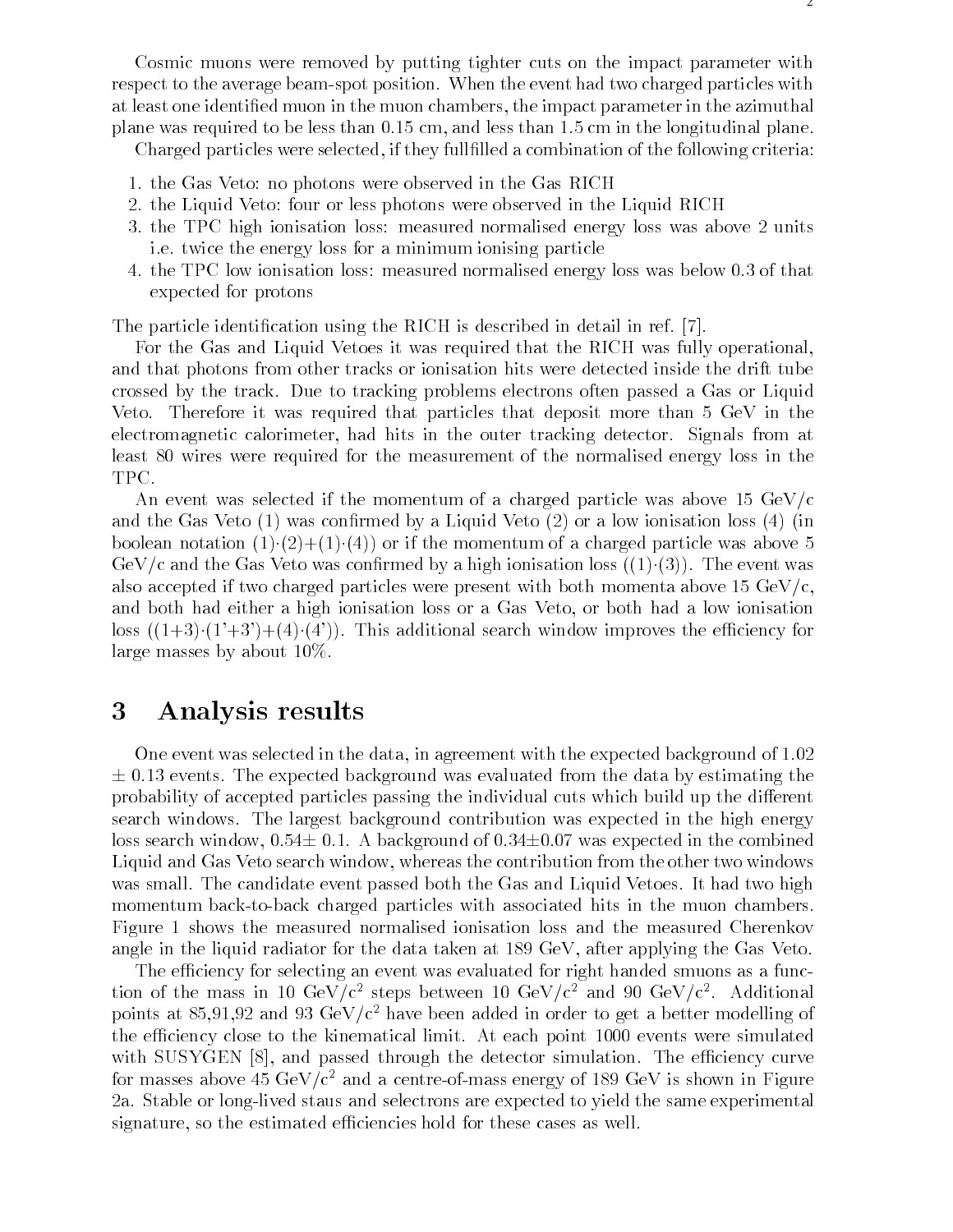Cosmic muons were removed by putting tighter cuts on the impact parameter with respect to the average beam-spot position. When the event had two charged particles with at least one identified muon in the muon chambers, the impact parameter in the azimuthal plane was required to be less than 0.15 cm, and less than 1.5 cm in the longitudinal plane.

Charged particles were selected, if they fullfilled a combination of the following criteria:

1. the Gas Veto: no photons were observed in the Gas RICH
2. the Liquid Veto: four or less photons were observed in the Liquid RICH
3. the TPC high ionisation loss: measured normalised energy loss was above 2 units i.e. twice the energy loss for a minimum ionising particle
4. the TPC low ionisation loss: measured normalised energy loss was below 0.3 of that expected for protons

The particle identification using the RICH is described in detail in ref. [7].

For the Gas and Liquid Vetoes it was required that the RICH was fully operational, and that photons from other tracks or ionisation hits were detected inside the drift tube crossed by the track. Due to tracking problems electrons often passed a Gas or Liquid Veto. Therefore it was required that particles that deposit more than 5 GeV in the electromagnetic calorimeter, had hits in the outer tracking detector. Signals from at least 80 wires were required for the measurement of the normalised energy loss in the TPC.

An event was selected if the momentum of a charged particle was above 15 GeV/c and the Gas Veto (1) was confirmed by a Liquid Veto (2) or a low ionisation loss (4) (in boolean notation (1)·(2)+(1)·(4)) or if the momentum of a charged particle was above 5 GeV/c and the Gas Veto was confirmed by a high ionisation loss ((1)·(3)). The event was also accepted if two charged particles were present with both momenta above 15 GeV/c, and both had either a high ionisation loss or a Gas Veto, or both had a low ionisation loss ((1+3)·(1'+3')+(4)·(4')). This additional search window improves the efficiency for large masses by about 10%.

# 3 Analysis results

One event was selected in the data, in agreement with the expected background of 1.02 $\pm$ 0.13 events. The expected background was evaluated from the data by estimating the probability of accepted particles passing the individual cuts which build up the different search windows. The largest background contribution was expected in the high energy loss search window, 0.54$\pm$ 0.1. A background of 0.34$\pm$0.07 was expected in the combined Liquid and Gas Veto search window, whereas the contribution from the other two windows was small. The candidate event passed both the Gas and Liquid Vetoes. It had two high momentum back-to-back charged particles with associated hits in the muon chambers. Figure 1 shows the measured normalised ionisation loss and the measured Cherenkov angle in the liquid radiator for the data taken at 189 GeV, after applying the Gas Veto.

The efficiency for selecting an event was evaluated for right handed smuons as a function of the mass in 10 GeV/$c^2$ steps between 10 GeV/$c^2$ and 90 GeV/$c^2$. Additional points at 85,91,92 and 93 GeV/$c^2$ have been added in order to get a better modelling of the efficiency close to the kinematical limit. At each point 1000 events were simulated with SUSYGEN [8], and passed through the detector simulation. The efficiency curve for masses above 45 GeV/$c^2$ and a centre-of-mass energy of 189 GeV is shown in Figure 2a. Stable or long-lived staus and selectrons are expected to yield the same experimental signature, so the estimated efficiencies hold for these cases as well.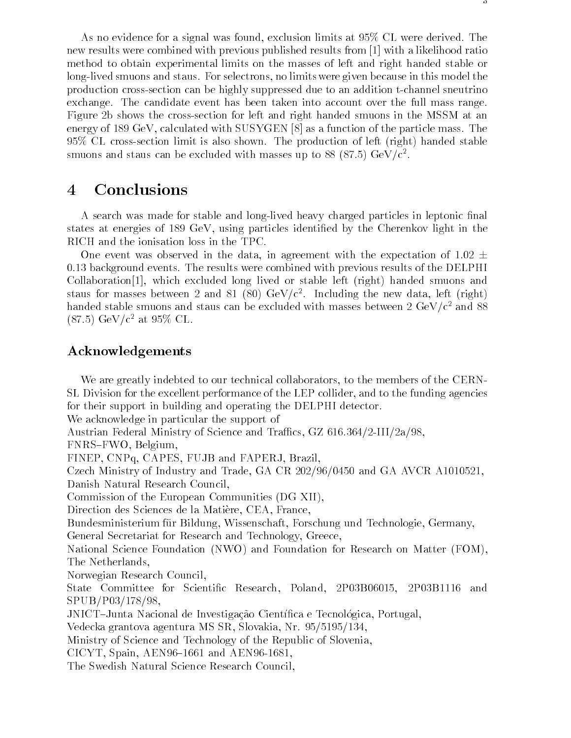As no evidence for a signal was found, exclusion limits at 95% CL were derived. The new results were combined with previous published results from [1] with a likelihood ratio method to obtain experimental limits on the masses of left and right handed stable or long-lived smuons and staus. For selectrons, no limits were given because in this model the production cross-section can be highly suppressed due to an addition t-channel sneutrino exchange. The candidate event has been taken into account over the full mass range. Figure 2b shows the cross-section for left and right handed smuons in the MSSM at an energy of 189 GeV, calculated with SUSYGEN [8] as a function of the particle mass. The 95% CL cross-section limit is also shown. The production of left (right) handed stable smuons and staus can be excluded with masses up to 88 (87.5) GeV/$c^2$.

# 4 Conclusions

A search was made for stable and long-lived heavy charged particles in leptonic final states at energies of 189 GeV, using particles identified by the Cherenkov light in the RICH and the ionisation loss in the TPC.

One event was observed in the data, in agreement with the expectation of $1.02 \pm 0.13$ background events. The results were combined with previous results of the DELPHI Collaboration[1], which excluded long lived or stable left (right) handed smuons and staus for masses between 2 and 81 (80) GeV/$c^2$. Including the new data, left (right) handed stable smuons and staus can be excluded with masses between 2 GeV/$c^2$ and 88 (87.5) GeV/$c^2$ at 95% CL.

## Acknowledgements

We are greatly indebted to our technical collaborators, to the members of the CERN-SL Division for the excellent performance of the LEP collider, and to the funding agencies for their support in building and operating the DELPHI detector.
We acknowledge in particular the support of
Austrian Federal Ministry of Science and Traffics, GZ 616.364/2-III/2a/98,
FNRS–FWO, Belgium,
FINEP, CNPq, CAPES, FUJB and FAPERJ, Brazil,
Czech Ministry of Industry and Trade, GA CR 202/96/0450 and GA AVCR A1010521,
Danish Natural Research Council,
Commission of the European Communities (DG XII),
Direction des Sciences de la Matière, CEA, France,
Bundesministerium für Bildung, Wissenschaft, Forschung und Technologie, Germany,
General Secretariat for Research and Technology, Greece,
National Science Foundation (NWO) and Foundation for Research on Matter (FOM), The Netherlands,
Norwegian Research Council,
State Committee for Scientific Research, Poland, 2P03B06015, 2P03B1116 and SPUB/P03/178/98,
JNICT–Junta Nacional de Investigação Científica e Tecnológica, Portugal,
Vedecka grantova agentura MS SR, Slovakia, Nr. 95/5195/134,
Ministry of Science and Technology of the Republic of Slovenia,
CICYT, Spain, AEN96–1661 and AEN96-1681,
The Swedish Natural Science Research Council,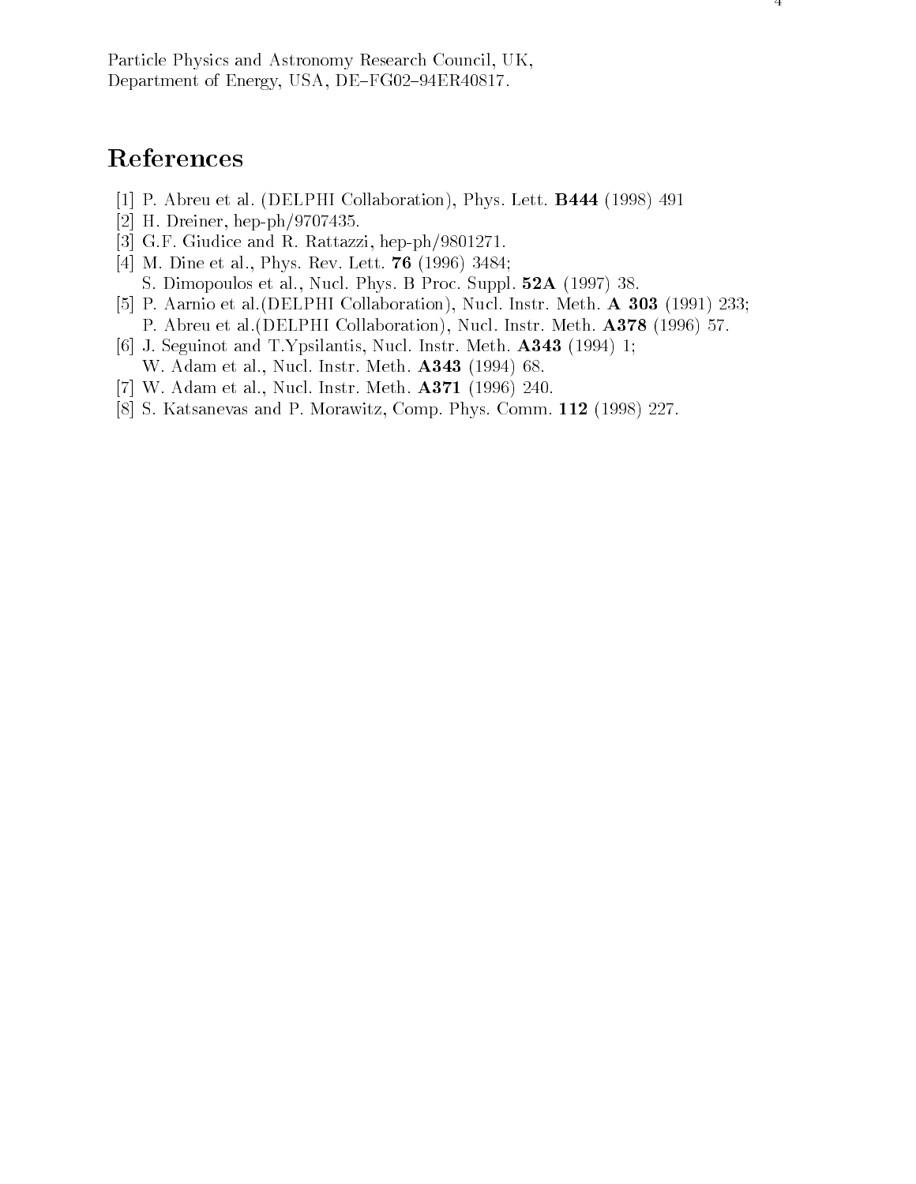Particle Physics and Astronomy Research Council, UK,
Department of Energy, USA, DE–FG02–94ER40817.

# References

[1] P. Abreu et al. (DELPHI Collaboration), Phys. Lett. **B444** (1998) 491

[2] H. Dreiner, hep-ph/9707435.

[3] G.F. Giudice and R. Rattazzi, hep-ph/9801271.

[4] M. Dine et al., Phys. Rev. Lett. **76** (1996) 3484;
S. Dimopoulos et al., Nucl. Phys. B Proc. Suppl. **52A** (1997) 38.

[5] P. Aarnio et al.(DELPHI Collaboration), Nucl. Instr. Meth. **A 303** (1991) 233;
P. Abreu et al.(DELPHI Collaboration), Nucl. Instr. Meth. **A378** (1996) 57.

[6] J. Seguinot and T.Ypsilantis, Nucl. Instr. Meth. **A343** (1994) 1;
W. Adam et al., Nucl. Instr. Meth. **A343** (1994) 68.

[7] W. Adam et al., Nucl. Instr. Meth. **A371** (1996) 240.

[8] S. Katsanevas and P. Morawitz, Comp. Phys. Comm. **112** (1998) 227.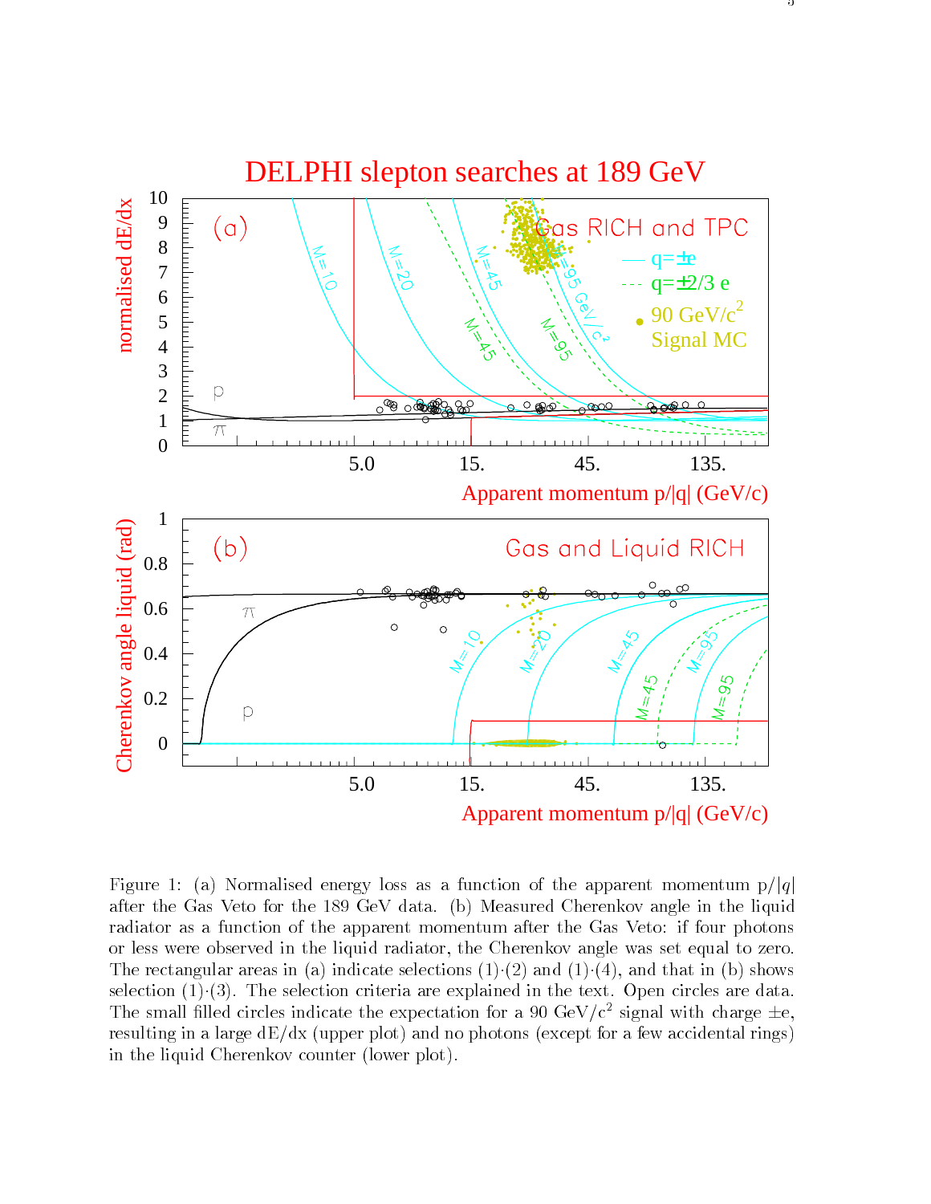Figure 1: (a) Normalised energy loss as a function of the apparent momentum $p/|q|$ after the Gas Veto for the 189 GeV data. (b) Measured Cherenkov angle in the liquid radiator as a function of the apparent momentum after the Gas Veto: if four photons or less were observed in the liquid radiator, the Cherenkov angle was set equal to zero. The rectangular areas in (a) indicate selections (1)·(2) and (1)·(4), and that in (b) shows selection (1)·(3). The selection criteria are explained in the text. Open circles are data. The small filled circles indicate the expectation for a 90 GeV/$c^2$ signal with charge $\pm$e, resulting in a large dE/dx (upper plot) and no photons (except for a few accidental rings) in the liquid Cherenkov counter (lower plot).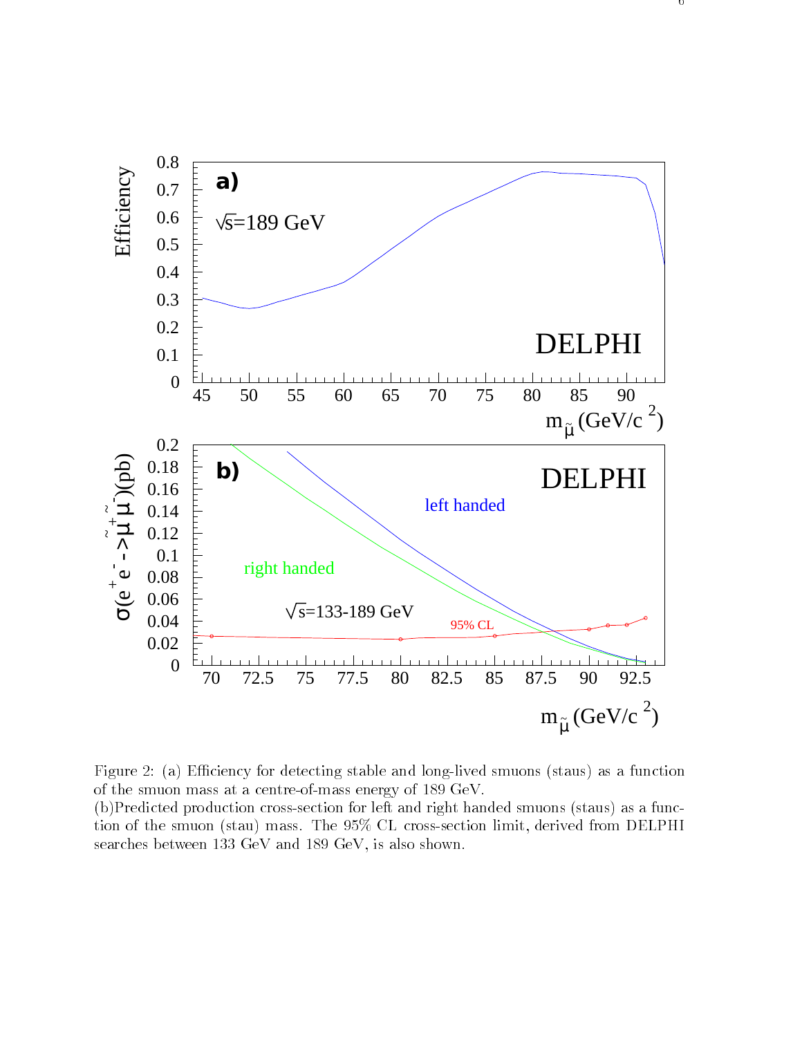a)

Efficiency

$\sqrt{s}$=189 GeV

DELPHI

0 0.1 0.2 0.3 0.4 0.5 0.6 0.7 0.8

45 50 55 60 65 70 75 80 85 90

$m_{\tilde{\mu}}$ (GeV/c $^2$)

b)

DELPHI

$\sigma(e^+e^- \to \tilde{\mu}^+\tilde{\mu}^-)$(pb)

left handed

right handed

$\sqrt{s}$=133-189 GeV

95% CL

0 0.02 0.04 0.06 0.08 0.1 0.12 0.14 0.16 0.18 0.2

70 72.5 75 77.5 80 82.5 85 87.5 90 92.5

$m_{\tilde{\mu}}$ (GeV/c $^2$)

Figure 2: (a) Efficiency for detecting stable and long-lived smuons (staus) as a function of the smuon mass at a centre-of-mass energy of 189 GeV.
(b)Predicted production cross-section for left and right handed smuons (staus) as a function of the smuon (stau) mass. The 95% CL cross-section limit, derived from DELPHI searches between 133 GeV and 189 GeV, is also shown.